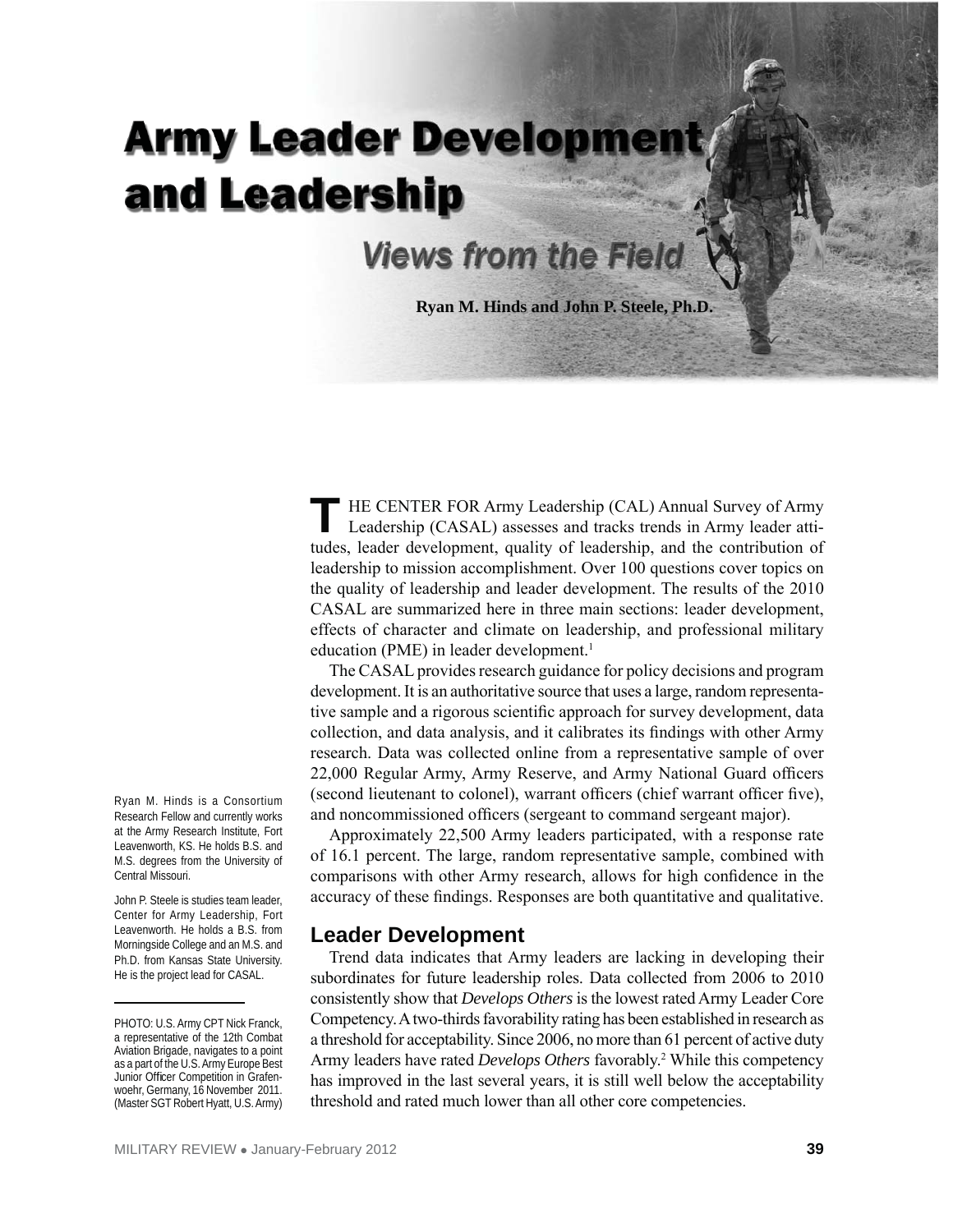# Army Leader Development and Leadership

## Views from the Field

**Ryan M. Hinds and John P. Steele, Ph.D.**

Ryan M. Hinds is a Consortium Research Fellow and currently works at the Army Research Institute, Fort Leavenworth, KS. He holds B.S. and M.S. degrees from the University of Central Missouri.

John P. Steele is studies team leader, Center for Army Leadership, Fort Leavenworth. He holds a B.S. from Morningside College and an M.S. and Ph.D. from Kansas State University. He is the project lead for CASAL.

PHOTO: U.S. Army CPT Nick Franck, a representative of the 12th Combat Aviation Brigade, navigates to a point as a part of the U.S. Army Europe Best Junior Officer Competition in Grafenwoehr, Germany, 16 November 2011. (Master SGT Robert Hyatt, U.S. Army)

THE CENTER FOR Army Leadership (CAL) Annual Survey of Army Leadership (CASAL) assesses and tracks trends in Army leader attitudes, leader development, quality of leadership, and the contribution of leadership to mission accomplishment. Over 100 questions cover topics on the quality of leadership and leader development. The results of the 2010 CASAL are summarized here in three main sections: leader development, effects of character and climate on leadership, and professional military education (PME) in leader development.[1]

The CASAL provides research guidance for policy decisions and program development. It is an authoritative source that uses a large, random representative sample and a rigorous scientific approach for survey development, data collection, and data analysis, and it calibrates its findings with other Army research. Data was collected online from a representative sample of over 22,000 Regular Army, Army Reserve, and Army National Guard officers (second lieutenant to colonel), warrant officers (chief warrant officer five), and noncommissioned officers (sergeant to command sergeant major).

Approximately 22,500 Army leaders participated, with a response rate of 16.1 percent. The large, random representative sample, combined with comparisons with other Army research, allows for high confidence in the accuracy of these findings. Responses are both quantitative and qualitative.

## Leader Development

Trend data indicates that Army leaders are lacking in developing their subordinates for future leadership roles. Data collected from 2006 to 2010 consistently show that *Develops Others* is the lowest rated Army Leader Core Competency. A two-thirds favorability rating has been established in research as a threshold for acceptability. Since 2006, no more than 61 percent of active duty Army leaders have rated *Develops Others* favorably.[2] While this competency has improved in the last several years, it is still well below the acceptability threshold and rated much lower than all other core competencies.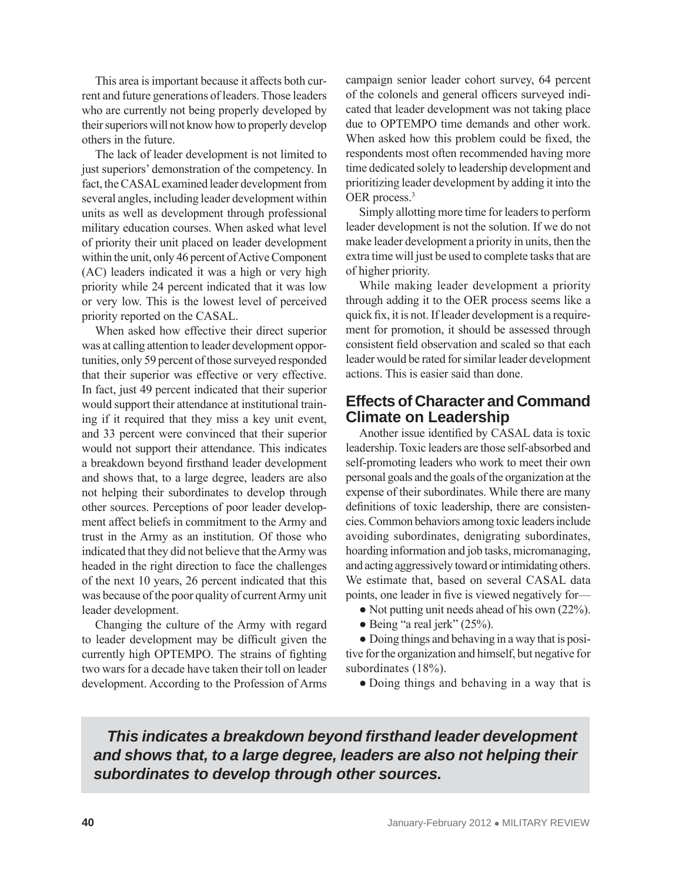This area is important because it affects both current and future generations of leaders. Those leaders who are currently not being properly developed by their superiors will not know how to properly develop others in the future.

The lack of leader development is not limited to just superiors' demonstration of the competency. In fact, the CASAL examined leader development from several angles, including leader development within units as well as development through professional military education courses. When asked what level of priority their unit placed on leader development within the unit, only 46 percent of Active Component (AC) leaders indicated it was a high or very high priority while 24 percent indicated that it was low or very low. This is the lowest level of perceived priority reported on the CASAL.

When asked how effective their direct superior was at calling attention to leader development opportunities, only 59 percent of those surveyed responded that their superior was effective or very effective. In fact, just 49 percent indicated that their superior would support their attendance at institutional training if it required that they miss a key unit event, and 33 percent were convinced that their superior would not support their attendance. This indicates a breakdown beyond firsthand leader development and shows that, to a large degree, leaders are also not helping their subordinates to develop through other sources. Perceptions of poor leader development affect beliefs in commitment to the Army and trust in the Army as an institution. Of those who indicated that they did not believe that the Army was headed in the right direction to face the challenges of the next 10 years, 26 percent indicated that this was because of the poor quality of current Army unit leader development.

Changing the culture of the Army with regard to leader development may be difficult given the currently high OPTEMPO. The strains of fighting two wars for a decade have taken their toll on leader development. According to the Profession of Arms campaign senior leader cohort survey, 64 percent of the colonels and general officers surveyed indicated that leader development was not taking place due to OPTEMPO time demands and other work. When asked how this problem could be fixed, the respondents most often recommended having more time dedicated solely to leadership development and prioritizing leader development by adding it into the OER process.[3]

Simply allotting more time for leaders to perform leader development is not the solution. If we do not make leader development a priority in units, then the extra time will just be used to complete tasks that are of higher priority.

While making leader development a priority through adding it to the OER process seems like a quick fix, it is not. If leader development is a requirement for promotion, it should be assessed through consistent field observation and scaled so that each leader would be rated for similar leader development actions. This is easier said than done.

## Effects of Character and Command Climate on Leadership

Another issue identified by CASAL data is toxic leadership. Toxic leaders are those self-absorbed and self-promoting leaders who work to meet their own personal goals and the goals of the organization at the expense of their subordinates. While there are many definitions of toxic leadership, there are consistencies. Common behaviors among toxic leaders include avoiding subordinates, denigrating subordinates, hoarding information and job tasks, micromanaging, and acting aggressively toward or intimidating others. We estimate that, based on several CASAL data points, one leader in five is viewed negatively for—

- Not putting unit needs ahead of his own (22%).
- Being "a real jerk" (25%).
- Doing things and behaving in a way that is positive for the organization and himself, but negative for subordinates (18%).
- Doing things and behaving in a way that is

***This indicates a breakdown beyond firsthand leader development and shows that, to a large degree, leaders are also not helping their subordinates to develop through other sources.***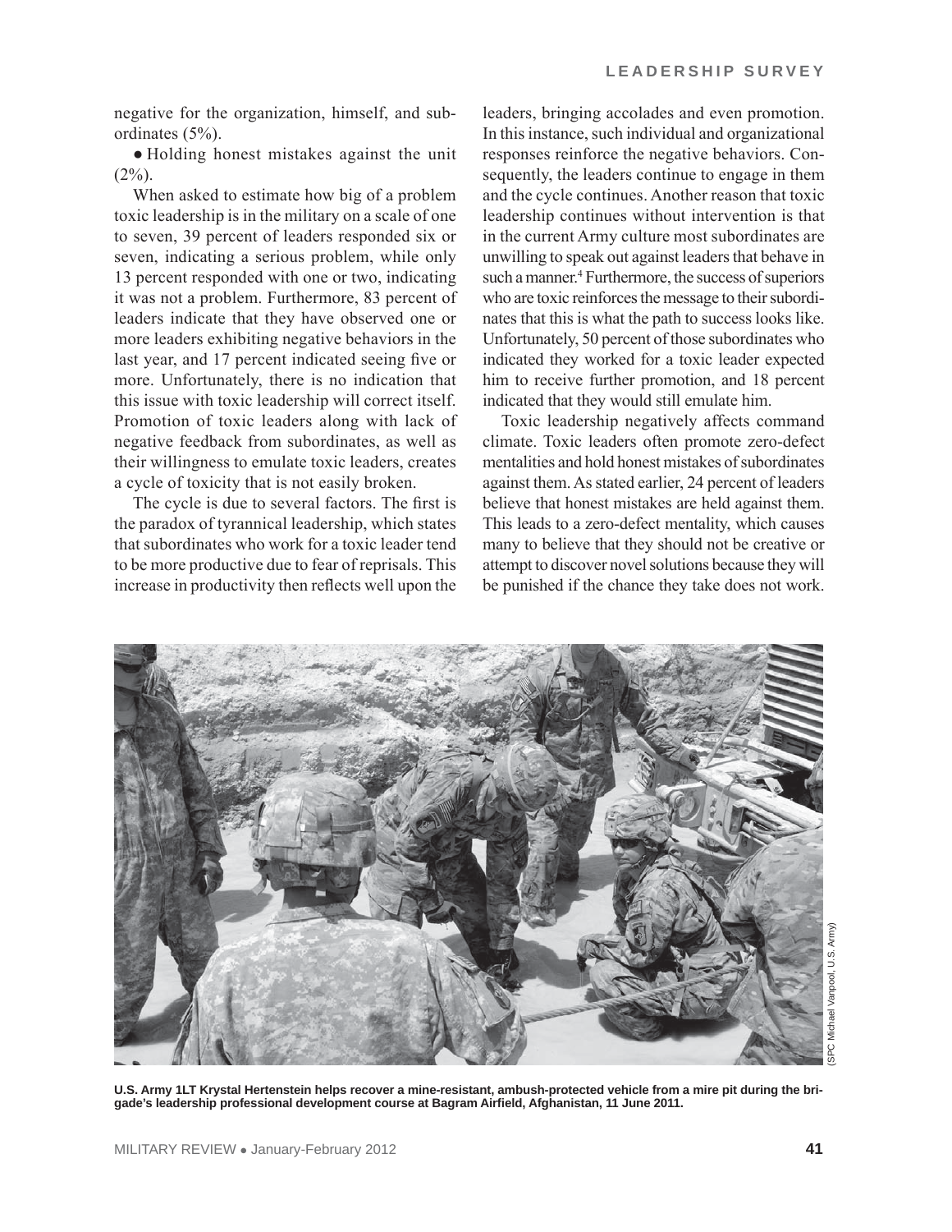negative for the organization, himself, and subordinates (5%).

● Holding honest mistakes against the unit (2%).

When asked to estimate how big of a problem toxic leadership is in the military on a scale of one to seven, 39 percent of leaders responded six or seven, indicating a serious problem, while only 13 percent responded with one or two, indicating it was not a problem. Furthermore, 83 percent of leaders indicate that they have observed one or more leaders exhibiting negative behaviors in the last year, and 17 percent indicated seeing five or more. Unfortunately, there is no indication that this issue with toxic leadership will correct itself. Promotion of toxic leaders along with lack of negative feedback from subordinates, as well as their willingness to emulate toxic leaders, creates a cycle of toxicity that is not easily broken.

The cycle is due to several factors. The first is the paradox of tyrannical leadership, which states that subordinates who work for a toxic leader tend to be more productive due to fear of reprisals. This increase in productivity then reflects well upon the leaders, bringing accolades and even promotion. In this instance, such individual and organizational responses reinforce the negative behaviors. Consequently, the leaders continue to engage in them and the cycle continues. Another reason that toxic leadership continues without intervention is that in the current Army culture most subordinates are unwilling to speak out against leaders that behave in such a manner.[4] Furthermore, the success of superiors who are toxic reinforces the message to their subordinates that this is what the path to success looks like. Unfortunately, 50 percent of those subordinates who indicated they worked for a toxic leader expected him to receive further promotion, and 18 percent indicated that they would still emulate him.

Toxic leadership negatively affects command climate. Toxic leaders often promote zero-defect mentalities and hold honest mistakes of subordinates against them. As stated earlier, 24 percent of leaders believe that honest mistakes are held against them. This leads to a zero-defect mentality, which causes many to believe that they should not be creative or attempt to discover novel solutions because they will be punished if the chance they take does not work.

(SPC Michael Vanpool, U.S. Army)

**U.S. Army 1LT Krystal Hertenstein helps recover a mine-resistant, ambush-protected vehicle from a mire pit during the brigade's leadership professional development course at Bagram Airfield, Afghanistan, 11 June 2011.**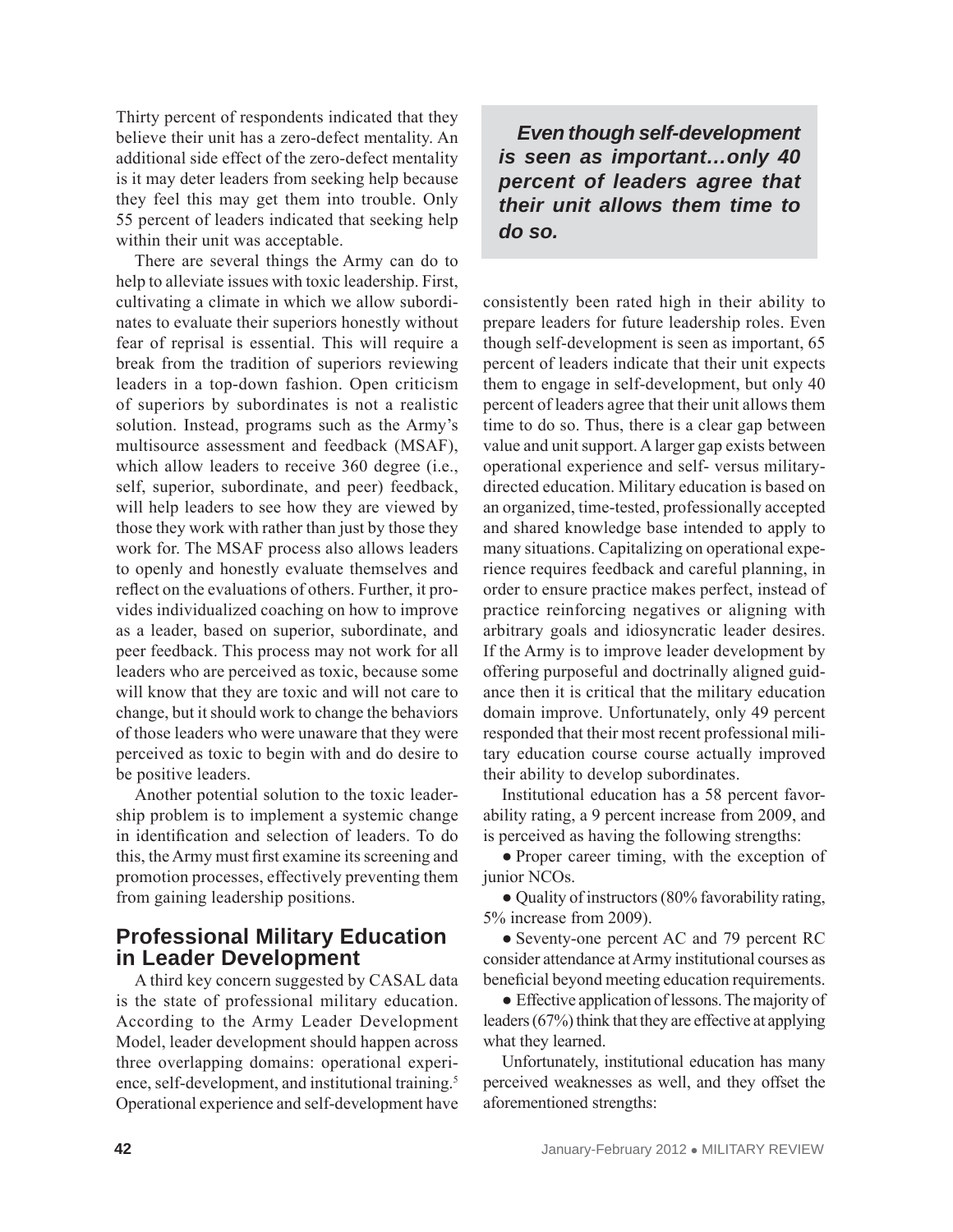Thirty percent of respondents indicated that they believe their unit has a zero-defect mentality. An additional side effect of the zero-defect mentality is it may deter leaders from seeking help because they feel this may get them into trouble. Only 55 percent of leaders indicated that seeking help within their unit was acceptable.

There are several things the Army can do to help to alleviate issues with toxic leadership. First, cultivating a climate in which we allow subordinates to evaluate their superiors honestly without fear of reprisal is essential. This will require a break from the tradition of superiors reviewing leaders in a top-down fashion. Open criticism of superiors by subordinates is not a realistic solution. Instead, programs such as the Army's multisource assessment and feedback (MSAF), which allow leaders to receive 360 degree (i.e., self, superior, subordinate, and peer) feedback, will help leaders to see how they are viewed by those they work with rather than just by those they work for. The MSAF process also allows leaders to openly and honestly evaluate themselves and reflect on the evaluations of others. Further, it provides individualized coaching on how to improve as a leader, based on superior, subordinate, and peer feedback. This process may not work for all leaders who are perceived as toxic, because some will know that they are toxic and will not care to change, but it should work to change the behaviors of those leaders who were unaware that they were perceived as toxic to begin with and do desire to be positive leaders.

Another potential solution to the toxic leadership problem is to implement a systemic change in identification and selection of leaders. To do this, the Army must first examine its screening and promotion processes, effectively preventing them from gaining leadership positions.

## Professional Military Education in Leader Development

A third key concern suggested by CASAL data is the state of professional military education. According to the Army Leader Development Model, leader development should happen across three overlapping domains: operational experience, self-development, and institutional training.[5] Operational experience and self-development have consistently been rated high in their ability to prepare leaders for future leadership roles. Even though self-development is seen as important, 65 percent of leaders indicate that their unit expects them to engage in self-development, but only 40 percent of leaders agree that their unit allows them time to do so. Thus, there is a clear gap between value and unit support. A larger gap exists between operational experience and self- versus military-directed education. Military education is based on an organized, time-tested, professionally accepted and shared knowledge base intended to apply to many situations. Capitalizing on operational experience requires feedback and careful planning, in order to ensure practice makes perfect, instead of practice reinforcing negatives or aligning with arbitrary goals and idiosyncratic leader desires. If the Army is to improve leader development by offering purposeful and doctrinally aligned guidance then it is critical that the military education domain improve. Unfortunately, only 49 percent responded that their most recent professional military education course course actually improved their ability to develop subordinates.

> ***Even though self-development is seen as important…only 40 percent of leaders agree that their unit allows them time to do so.***

Institutional education has a 58 percent favorability rating, a 9 percent increase from 2009, and is perceived as having the following strengths:

- Proper career timing, with the exception of junior NCOs.
- Quality of instructors (80% favorability rating, 5% increase from 2009).
- Seventy-one percent AC and 79 percent RC consider attendance at Army institutional courses as beneficial beyond meeting education requirements.
- Effective application of lessons. The majority of leaders (67%) think that they are effective at applying what they learned.

Unfortunately, institutional education has many perceived weaknesses as well, and they offset the aforementioned strengths: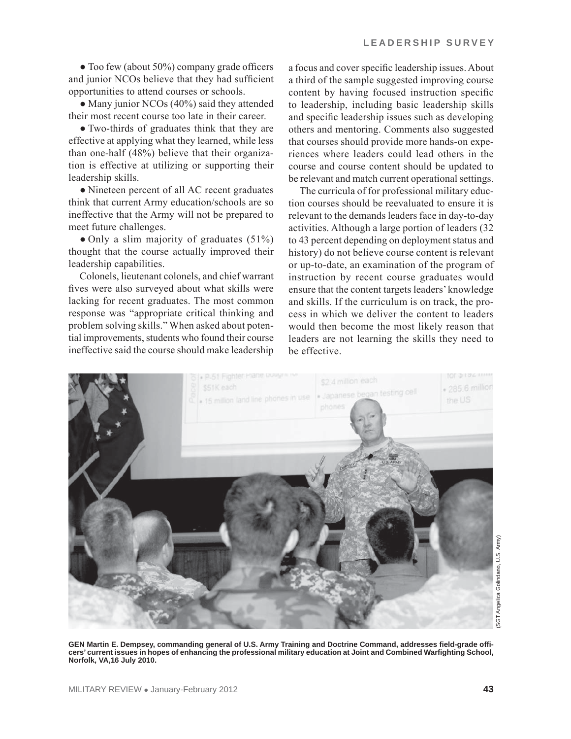- Too few (about 50%) company grade officers and junior NCOs believe that they had sufficient opportunities to attend courses or schools.
- Many junior NCOs (40%) said they attended their most recent course too late in their career.
- Two-thirds of graduates think that they are effective at applying what they learned, while less than one-half (48%) believe that their organization is effective at utilizing or supporting their leadership skills.
- Nineteen percent of all AC recent graduates think that current Army education/schools are so ineffective that the Army will not be prepared to meet future challenges.
- Only a slim majority of graduates (51%) thought that the course actually improved their leadership capabilities.

Colonels, lieutenant colonels, and chief warrant fives were also surveyed about what skills were lacking for recent graduates. The most common response was "appropriate critical thinking and problem solving skills." When asked about potential improvements, students who found their course ineffective said the course should make leadership a focus and cover specific leadership issues. About a third of the sample suggested improving course content by having focused instruction specific to leadership, including basic leadership skills and specific leadership issues such as developing others and mentoring. Comments also suggested that courses should provide more hands-on experiences where leaders could lead others in the course and course content should be updated to be relevant and match current operational settings.

The curricula of for professional military eduction courses should be reevaluated to ensure it is relevant to the demands leaders face in day-to-day activities. Although a large portion of leaders (32 to 43 percent depending on deployment status and history) do not believe course content is relevant or up-to-date, an examination of the program of instruction by recent course graduates would ensure that the content targets leaders' knowledge and skills. If the curriculum is on track, the process in which we deliver the content to leaders would then become the most likely reason that leaders are not learning the skills they need to be effective.

(SGT Angelica Golindano, U.S. Army)

**GEN Martin E. Dempsey, commanding general of U.S. Army Training and Doctrine Command, addresses field-grade officers' current issues in hopes of enhancing the professional military education at Joint and Combined Warfighting School, Norfolk, VA,16 July 2010.**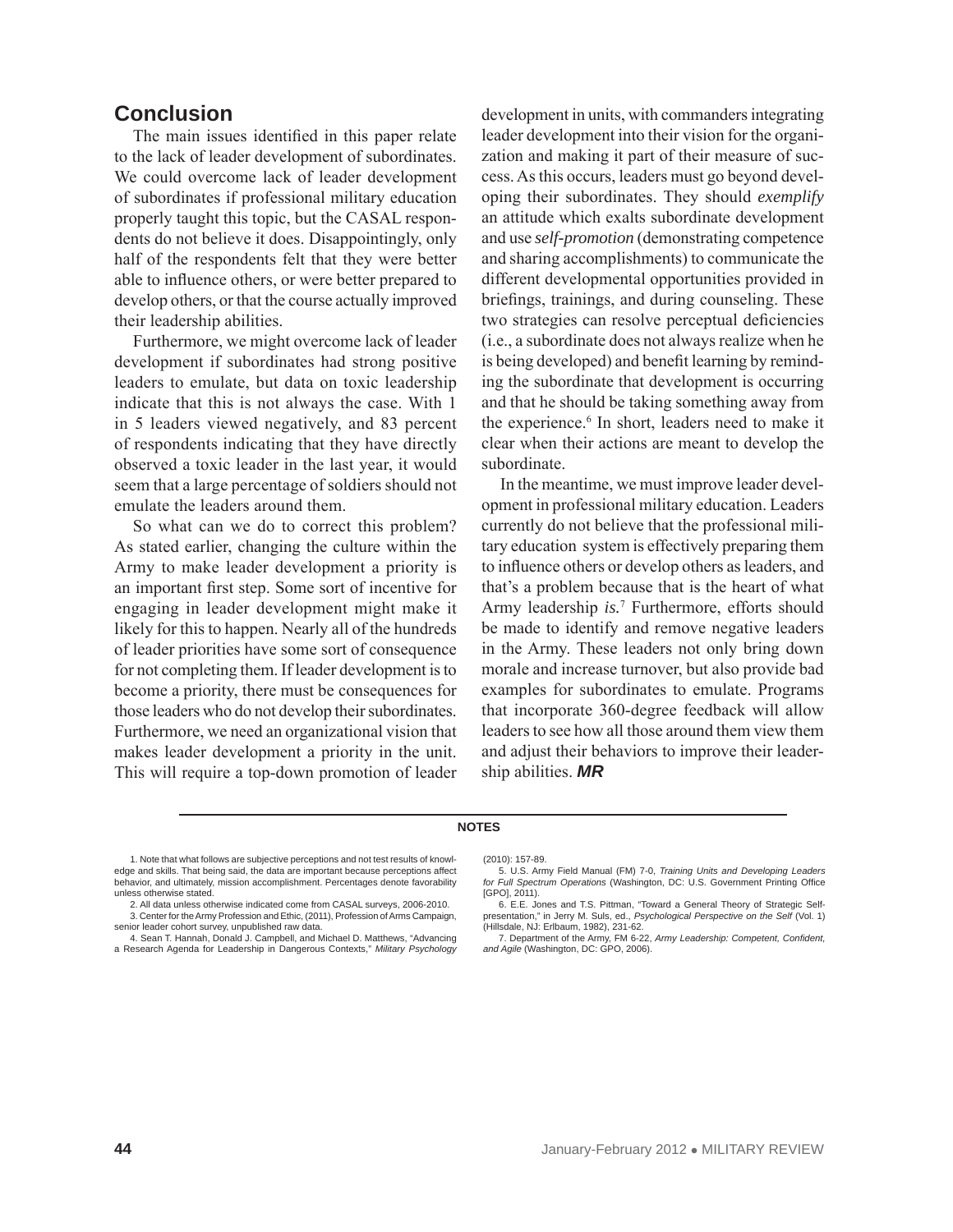## Conclusion

The main issues identified in this paper relate to the lack of leader development of subordinates. We could overcome lack of leader development of subordinates if professional military education properly taught this topic, but the CASAL respondents do not believe it does. Disappointingly, only half of the respondents felt that they were better able to influence others, or were better prepared to develop others, or that the course actually improved their leadership abilities.

Furthermore, we might overcome lack of leader development if subordinates had strong positive leaders to emulate, but data on toxic leadership indicate that this is not always the case. With 1 in 5 leaders viewed negatively, and 83 percent of respondents indicating that they have directly observed a toxic leader in the last year, it would seem that a large percentage of soldiers should not emulate the leaders around them.

So what can we do to correct this problem? As stated earlier, changing the culture within the Army to make leader development a priority is an important first step. Some sort of incentive for engaging in leader development might make it likely for this to happen. Nearly all of the hundreds of leader priorities have some sort of consequence for not completing them. If leader development is to become a priority, there must be consequences for those leaders who do not develop their subordinates. Furthermore, we need an organizational vision that makes leader development a priority in the unit. This will require a top-down promotion of leader development in units, with commanders integrating leader development into their vision for the organization and making it part of their measure of success. As this occurs, leaders must go beyond developing their subordinates. They should *exemplify* an attitude which exalts subordinate development and use *self-promotion* (demonstrating competence and sharing accomplishments) to communicate the different developmental opportunities provided in briefings, trainings, and during counseling. These two strategies can resolve perceptual deficiencies (i.e., a subordinate does not always realize when he is being developed) and benefit learning by reminding the subordinate that development is occurring and that he should be taking something away from the experience.[6] In short, leaders need to make it clear when their actions are meant to develop the subordinate.

In the meantime, we must improve leader development in professional military education. Leaders currently do not believe that the professional military education system is effectively preparing them to influence others or develop others as leaders, and that's a problem because that is the heart of what Army leadership *is*.[7] Furthermore, efforts should be made to identify and remove negative leaders in the Army. These leaders not only bring down morale and increase turnover, but also provide bad examples for subordinates to emulate. Programs that incorporate 360-degree feedback will allow leaders to see how all those around them view them and adjust their behaviors to improve their leadership abilities. ***MR***

---

**NOTES**

1. Note that what follows are subjective perceptions and not test results of knowledge and skills. That being said, the data are important because perceptions affect behavior, and ultimately, mission accomplishment. Percentages denote favorability unless otherwise stated.

2. All data unless otherwise indicated come from CASAL surveys, 2006-2010.

3. Center for the Army Profession and Ethic, (2011), Profession of Arms Campaign, senior leader cohort survey, unpublished raw data.

4. Sean T. Hannah, Donald J. Campbell, and Michael D. Matthews, "Advancing a Research Agenda for Leadership in Dangerous Contexts," *Military Psychology* (2010): 157-89.

5. U.S. Army Field Manual (FM) 7-0, *Training Units and Developing Leaders for Full Spectrum Operations* (Washington, DC: U.S. Government Printing Office [GPO], 2011).

6. E.E. Jones and T.S. Pittman, "Toward a General Theory of Strategic Self-presentation," in Jerry M. Suls, ed., *Psychological Perspective on the Self* (Vol. 1) (Hillsdale, NJ: Erlbaum, 1982), 231-62.

7. Department of the Army, FM 6-22, *Army Leadership: Competent, Confident, and Agile* (Washington, DC: GPO, 2006).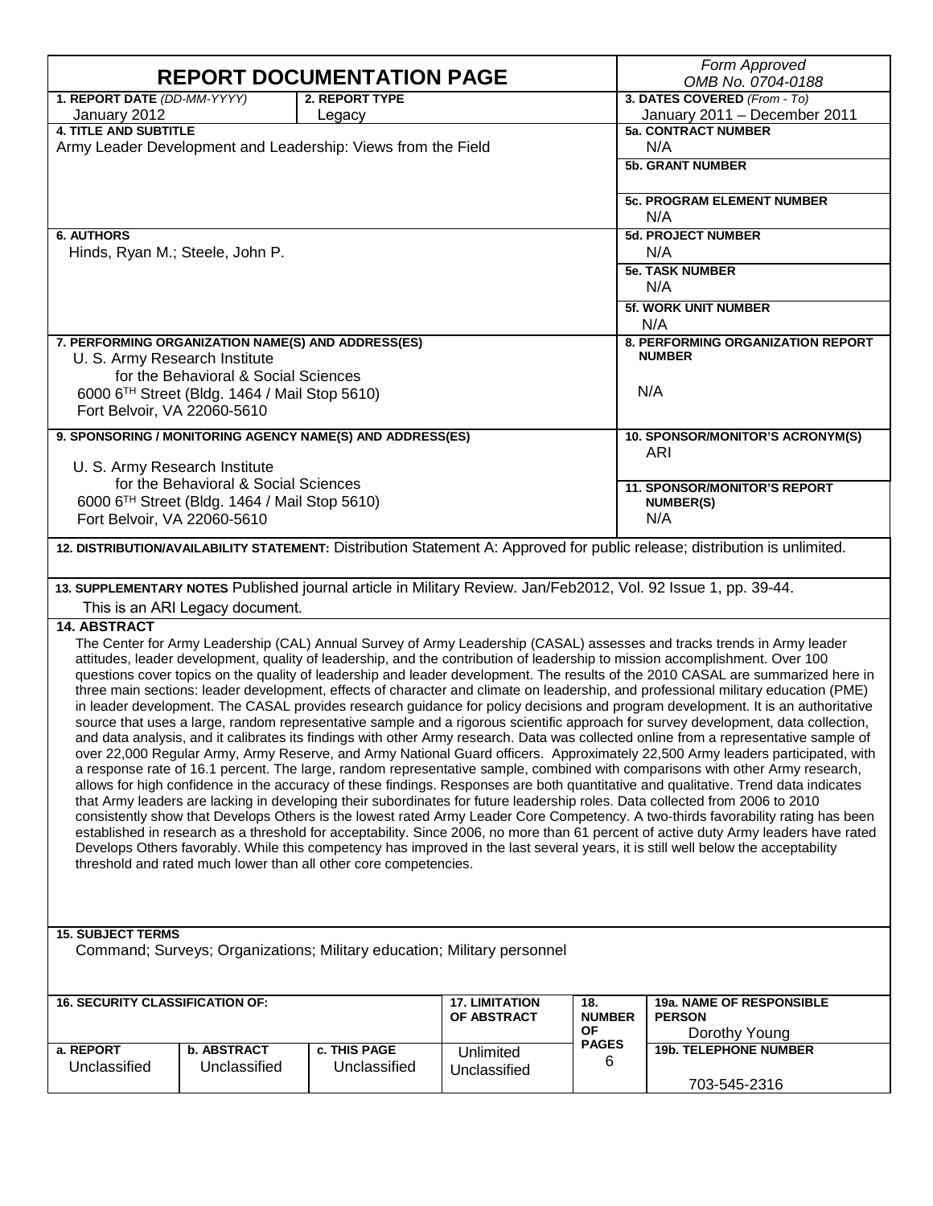# REPORT DOCUMENTATION PAGE

*Form Approved*
*OMB No. 0704-0188*

| | |
|---|---|
| **1. REPORT DATE** *(DD-MM-YYYY)* January 2012 | **2. REPORT TYPE** Legacy |
| **3. DATES COVERED** *(From - To)* | January 2011 – December 2011 |
| **4. TITLE AND SUBTITLE** | Army Leader Development and Leadership: Views from the Field |
| **5a. CONTRACT NUMBER** | N/A |
| **5b. GRANT NUMBER** | |
| **5c. PROGRAM ELEMENT NUMBER** | N/A |
| **6. AUTHORS** | Hinds, Ryan M.; Steele, John P. |
| **5d. PROJECT NUMBER** | N/A |
| **5e. TASK NUMBER** | N/A |
| **5f. WORK UNIT NUMBER** | N/A |
| **7. PERFORMING ORGANIZATION NAME(S) AND ADDRESS(ES)** | U. S. Army Research Institute for the Behavioral & Social Sciences 6000 6TH Street (Bldg. 1464 / Mail Stop 5610) Fort Belvoir, VA 22060-5610 |
| **8. PERFORMING ORGANIZATION REPORT NUMBER** | N/A |
| **9. SPONSORING / MONITORING AGENCY NAME(S) AND ADDRESS(ES)** | U. S. Army Research Institute for the Behavioral & Social Sciences 6000 6TH Street (Bldg. 1464 / Mail Stop 5610) Fort Belvoir, VA 22060-5610 |
| **10. SPONSOR/MONITOR'S ACRONYM(S)** | ARI |
| **11. SPONSOR/MONITOR'S REPORT NUMBER(S)** | N/A |

**12. DISTRIBUTION/AVAILABILITY STATEMENT:** Distribution Statement A: Approved for public release; distribution is unlimited.

**13. SUPPLEMENTARY NOTES** Published journal article in Military Review. Jan/Feb2012, Vol. 92 Issue 1, pp. 39-44.
This is an ARI Legacy document.

**14. ABSTRACT**

The Center for Army Leadership (CAL) Annual Survey of Army Leadership (CASAL) assesses and tracks trends in Army leader attitudes, leader development, quality of leadership, and the contribution of leadership to mission accomplishment. Over 100 questions cover topics on the quality of leadership and leader development. The results of the 2010 CASAL are summarized here in three main sections: leader development, effects of character and climate on leadership, and professional military education (PME) in leader development. The CASAL provides research guidance for policy decisions and program development. It is an authoritative source that uses a large, random representative sample and a rigorous scientific approach for survey development, data collection, and data analysis, and it calibrates its findings with other Army research. Data was collected online from a representative sample of over 22,000 Regular Army, Army Reserve, and Army National Guard officers. Approximately 22,500 Army leaders participated, with a response rate of 16.1 percent. The large, random representative sample, combined with comparisons with other Army research, allows for high confidence in the accuracy of these findings. Responses are both quantitative and qualitative. Trend data indicates that Army leaders are lacking in developing their subordinates for future leadership roles. Data collected from 2006 to 2010 consistently show that Develops Others is the lowest rated Army Leader Core Competency. A two-thirds favorability rating has been established in research as a threshold for acceptability. Since 2006, no more than 61 percent of active duty Army leaders have rated Develops Others favorably. While this competency has improved in the last several years, it is still well below the acceptability threshold and rated much lower than all other core competencies.

**15. SUBJECT TERMS**

Command; Surveys; Organizations; Military education; Military personnel

| 16. SECURITY CLASSIFICATION OF: | | | 17. LIMITATION OF ABSTRACT | 18. NUMBER OF PAGES | 19a. NAME OF RESPONSIBLE PERSON |
|---|---|---|---|---|---|
| a. REPORT | b. ABSTRACT | c. THIS PAGE | | | Dorothy Young |
| Unclassified | Unclassified | Unclassified | Unlimited Unclassified | 6 | **19b. TELEPHONE NUMBER** 703-545-2316 |